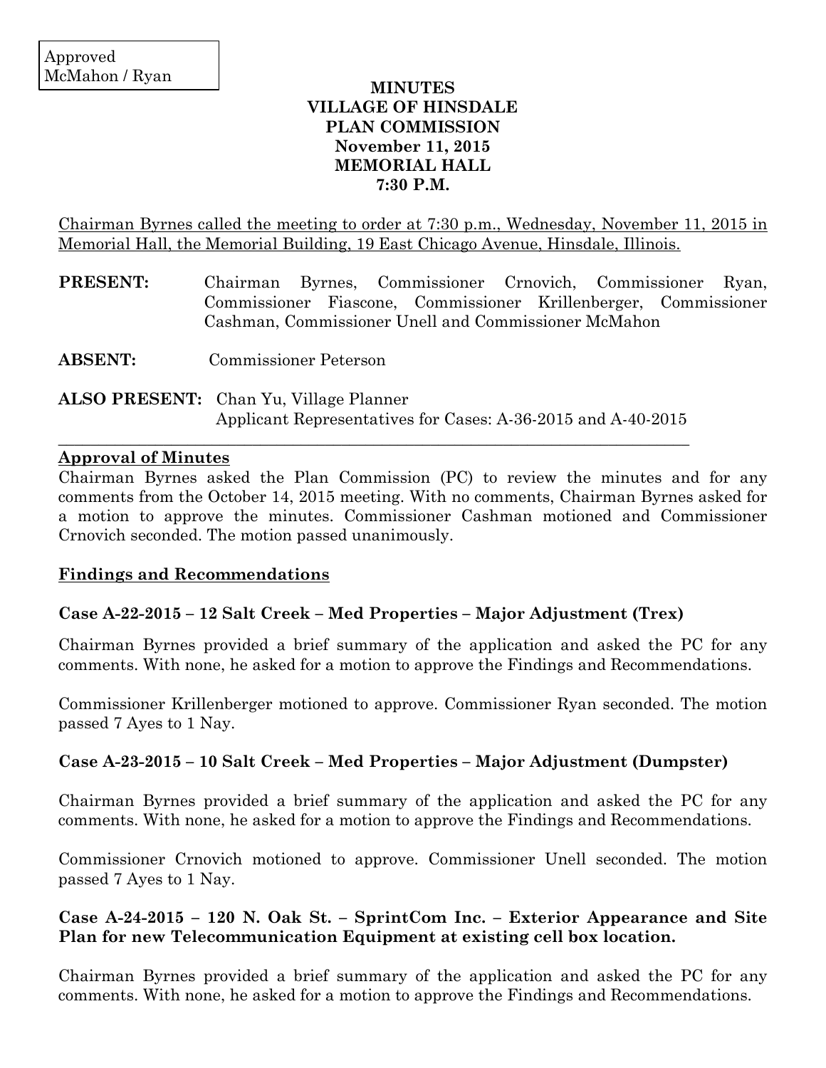Approved
McMahon / Ryan

**MINUTES**
**VILLAGE OF HINSDALE**
**PLAN COMMISSION**
**November 11, 2015**
**MEMORIAL HALL**
**7:30 P.M.**

Chairman Byrnes called the meeting to order at 7:30 p.m., Wednesday, November 11, 2015 in Memorial Hall, the Memorial Building, 19 East Chicago Avenue, Hinsdale, Illinois.

**PRESENT:** Chairman Byrnes, Commissioner Crnovich, Commissioner Ryan, Commissioner Fiascone, Commissioner Krillenberger, Commissioner Cashman, Commissioner Unell and Commissioner McMahon

**ABSENT:** Commissioner Peterson

**ALSO PRESENT:** Chan Yu, Village Planner
Applicant Representatives for Cases: A-36-2015 and A-40-2015

## Approval of Minutes

Chairman Byrnes asked the Plan Commission (PC) to review the minutes and for any comments from the October 14, 2015 meeting. With no comments, Chairman Byrnes asked for a motion to approve the minutes. Commissioner Cashman motioned and Commissioner Crnovich seconded. The motion passed unanimously.

## Findings and Recommendations

### Case A-22-2015 – 12 Salt Creek – Med Properties – Major Adjustment (Trex)

Chairman Byrnes provided a brief summary of the application and asked the PC for any comments. With none, he asked for a motion to approve the Findings and Recommendations.

Commissioner Krillenberger motioned to approve. Commissioner Ryan seconded. The motion passed 7 Ayes to 1 Nay.

### Case A-23-2015 – 10 Salt Creek – Med Properties – Major Adjustment (Dumpster)

Chairman Byrnes provided a brief summary of the application and asked the PC for any comments. With none, he asked for a motion to approve the Findings and Recommendations.

Commissioner Crnovich motioned to approve. Commissioner Unell seconded. The motion passed 7 Ayes to 1 Nay.

### Case A-24-2015 – 120 N. Oak St. – SprintCom Inc. – Exterior Appearance and Site Plan for new Telecommunication Equipment at existing cell box location.

Chairman Byrnes provided a brief summary of the application and asked the PC for any comments. With none, he asked for a motion to approve the Findings and Recommendations.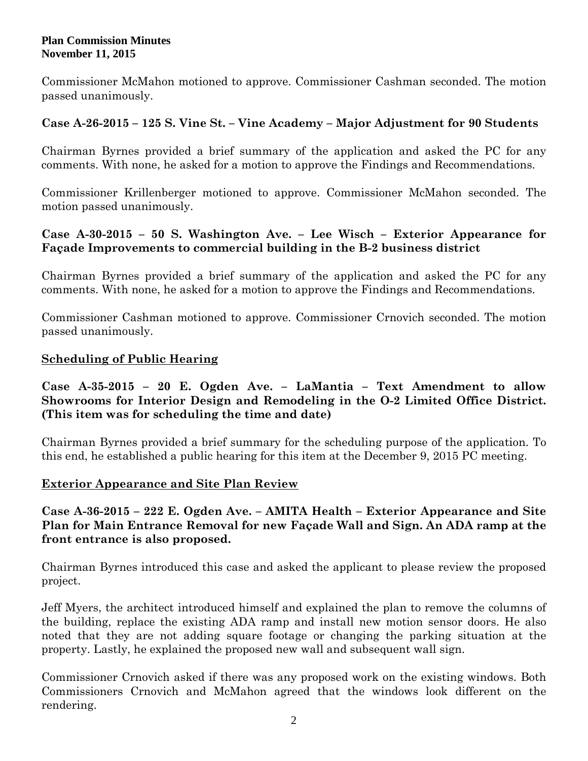Commissioner McMahon motioned to approve. Commissioner Cashman seconded. The motion passed unanimously.

**Case A-26-2015 – 125 S. Vine St. – Vine Academy – Major Adjustment for 90 Students**

Chairman Byrnes provided a brief summary of the application and asked the PC for any comments. With none, he asked for a motion to approve the Findings and Recommendations.

Commissioner Krillenberger motioned to approve. Commissioner McMahon seconded. The motion passed unanimously.

**Case A-30-2015 – 50 S. Washington Ave. – Lee Wisch – Exterior Appearance for Façade Improvements to commercial building in the B-2 business district**

Chairman Byrnes provided a brief summary of the application and asked the PC for any comments. With none, he asked for a motion to approve the Findings and Recommendations.

Commissioner Cashman motioned to approve. Commissioner Crnovich seconded. The motion passed unanimously.

## Scheduling of Public Hearing

**Case A-35-2015 – 20 E. Ogden Ave. – LaMantia – Text Amendment to allow Showrooms for Interior Design and Remodeling in the O-2 Limited Office District. (This item was for scheduling the time and date)**

Chairman Byrnes provided a brief summary for the scheduling purpose of the application. To this end, he established a public hearing for this item at the December 9, 2015 PC meeting.

## Exterior Appearance and Site Plan Review

**Case A-36-2015 – 222 E. Ogden Ave. – AMITA Health – Exterior Appearance and Site Plan for Main Entrance Removal for new Façade Wall and Sign. An ADA ramp at the front entrance is also proposed.**

Chairman Byrnes introduced this case and asked the applicant to please review the proposed project.

Jeff Myers, the architect introduced himself and explained the plan to remove the columns of the building, replace the existing ADA ramp and install new motion sensor doors. He also noted that they are not adding square footage or changing the parking situation at the property. Lastly, he explained the proposed new wall and subsequent wall sign.

Commissioner Crnovich asked if there was any proposed work on the existing windows. Both Commissioners Crnovich and McMahon agreed that the windows look different on the rendering.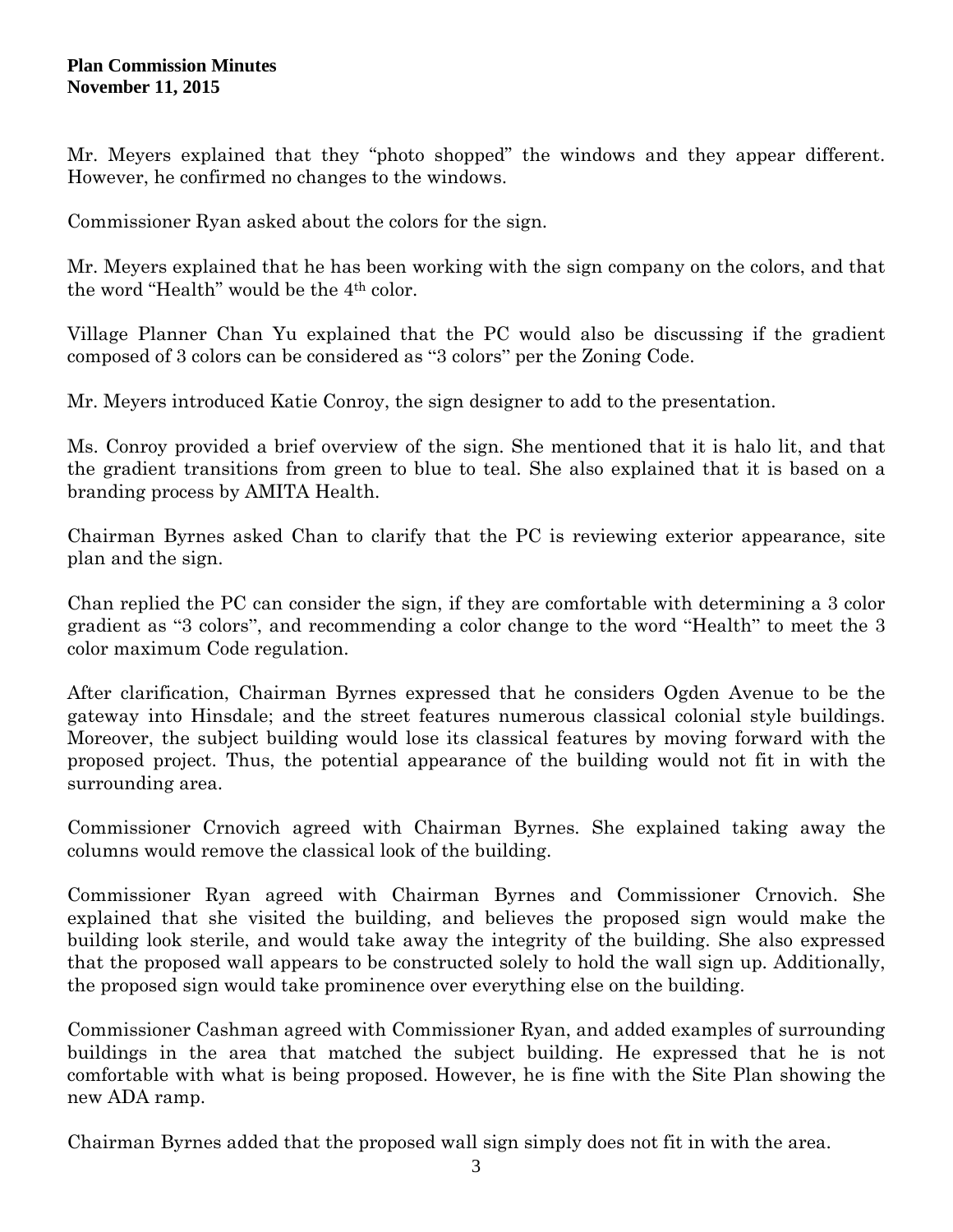Mr. Meyers explained that they "photo shopped" the windows and they appear different. However, he confirmed no changes to the windows.

Commissioner Ryan asked about the colors for the sign.

Mr. Meyers explained that he has been working with the sign company on the colors, and that the word "Health" would be the 4th color.

Village Planner Chan Yu explained that the PC would also be discussing if the gradient composed of 3 colors can be considered as "3 colors" per the Zoning Code.

Mr. Meyers introduced Katie Conroy, the sign designer to add to the presentation.

Ms. Conroy provided a brief overview of the sign. She mentioned that it is halo lit, and that the gradient transitions from green to blue to teal. She also explained that it is based on a branding process by AMITA Health.

Chairman Byrnes asked Chan to clarify that the PC is reviewing exterior appearance, site plan and the sign.

Chan replied the PC can consider the sign, if they are comfortable with determining a 3 color gradient as "3 colors", and recommending a color change to the word "Health" to meet the 3 color maximum Code regulation.

After clarification, Chairman Byrnes expressed that he considers Ogden Avenue to be the gateway into Hinsdale; and the street features numerous classical colonial style buildings. Moreover, the subject building would lose its classical features by moving forward with the proposed project. Thus, the potential appearance of the building would not fit in with the surrounding area.

Commissioner Crnovich agreed with Chairman Byrnes. She explained taking away the columns would remove the classical look of the building.

Commissioner Ryan agreed with Chairman Byrnes and Commissioner Crnovich. She explained that she visited the building, and believes the proposed sign would make the building look sterile, and would take away the integrity of the building. She also expressed that the proposed wall appears to be constructed solely to hold the wall sign up. Additionally, the proposed sign would take prominence over everything else on the building.

Commissioner Cashman agreed with Commissioner Ryan, and added examples of surrounding buildings in the area that matched the subject building. He expressed that he is not comfortable with what is being proposed. However, he is fine with the Site Plan showing the new ADA ramp.

Chairman Byrnes added that the proposed wall sign simply does not fit in with the area.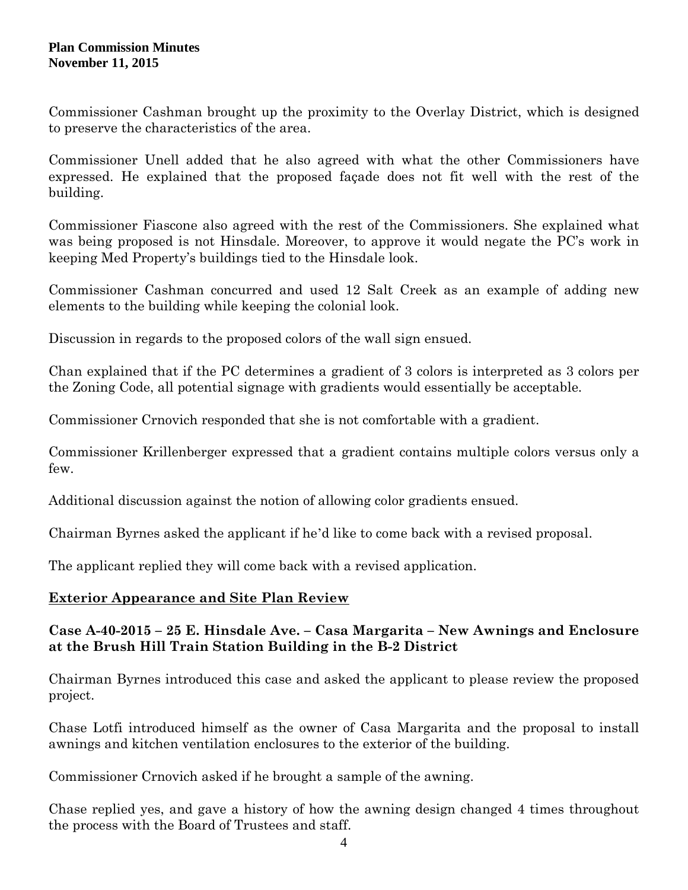Commissioner Cashman brought up the proximity to the Overlay District, which is designed to preserve the characteristics of the area.

Commissioner Unell added that he also agreed with what the other Commissioners have expressed. He explained that the proposed façade does not fit well with the rest of the building.

Commissioner Fiascone also agreed with the rest of the Commissioners. She explained what was being proposed is not Hinsdale. Moreover, to approve it would negate the PC's work in keeping Med Property's buildings tied to the Hinsdale look.

Commissioner Cashman concurred and used 12 Salt Creek as an example of adding new elements to the building while keeping the colonial look.

Discussion in regards to the proposed colors of the wall sign ensued.

Chan explained that if the PC determines a gradient of 3 colors is interpreted as 3 colors per the Zoning Code, all potential signage with gradients would essentially be acceptable.

Commissioner Crnovich responded that she is not comfortable with a gradient.

Commissioner Krillenberger expressed that a gradient contains multiple colors versus only a few.

Additional discussion against the notion of allowing color gradients ensued.

Chairman Byrnes asked the applicant if he'd like to come back with a revised proposal.

The applicant replied they will come back with a revised application.

## Exterior Appearance and Site Plan Review

### Case A-40-2015 – 25 E. Hinsdale Ave. – Casa Margarita – New Awnings and Enclosure at the Brush Hill Train Station Building in the B-2 District

Chairman Byrnes introduced this case and asked the applicant to please review the proposed project.

Chase Lotfi introduced himself as the owner of Casa Margarita and the proposal to install awnings and kitchen ventilation enclosures to the exterior of the building.

Commissioner Crnovich asked if he brought a sample of the awning.

Chase replied yes, and gave a history of how the awning design changed 4 times throughout the process with the Board of Trustees and staff.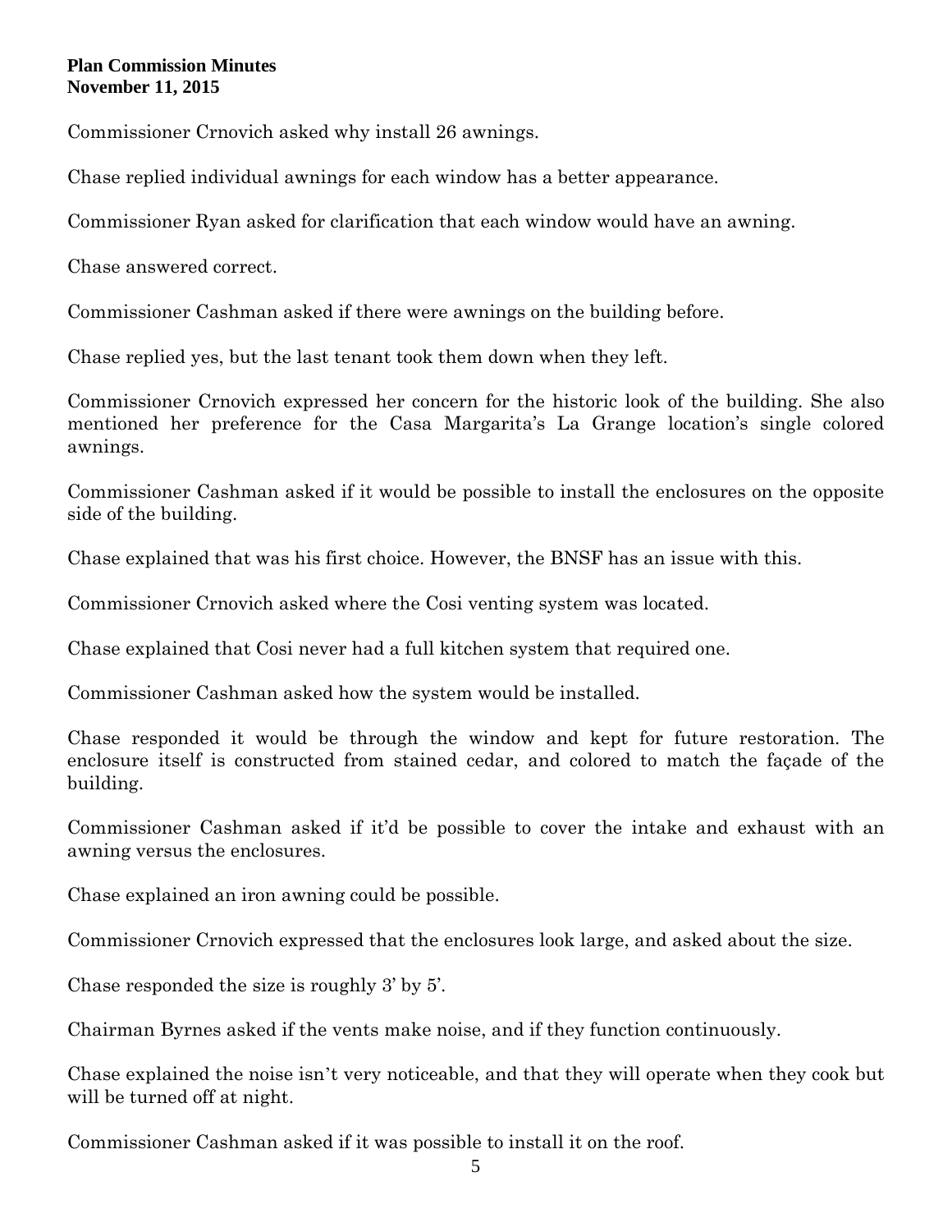Commissioner Crnovich asked why install 26 awnings.

Chase replied individual awnings for each window has a better appearance.

Commissioner Ryan asked for clarification that each window would have an awning.

Chase answered correct.

Commissioner Cashman asked if there were awnings on the building before.

Chase replied yes, but the last tenant took them down when they left.

Commissioner Crnovich expressed her concern for the historic look of the building. She also mentioned her preference for the Casa Margarita's La Grange location's single colored awnings.

Commissioner Cashman asked if it would be possible to install the enclosures on the opposite side of the building.

Chase explained that was his first choice. However, the BNSF has an issue with this.

Commissioner Crnovich asked where the Cosi venting system was located.

Chase explained that Cosi never had a full kitchen system that required one.

Commissioner Cashman asked how the system would be installed.

Chase responded it would be through the window and kept for future restoration. The enclosure itself is constructed from stained cedar, and colored to match the façade of the building.

Commissioner Cashman asked if it'd be possible to cover the intake and exhaust with an awning versus the enclosures.

Chase explained an iron awning could be possible.

Commissioner Crnovich expressed that the enclosures look large, and asked about the size.

Chase responded the size is roughly 3' by 5'.

Chairman Byrnes asked if the vents make noise, and if they function continuously.

Chase explained the noise isn't very noticeable, and that they will operate when they cook but will be turned off at night.

Commissioner Cashman asked if it was possible to install it on the roof.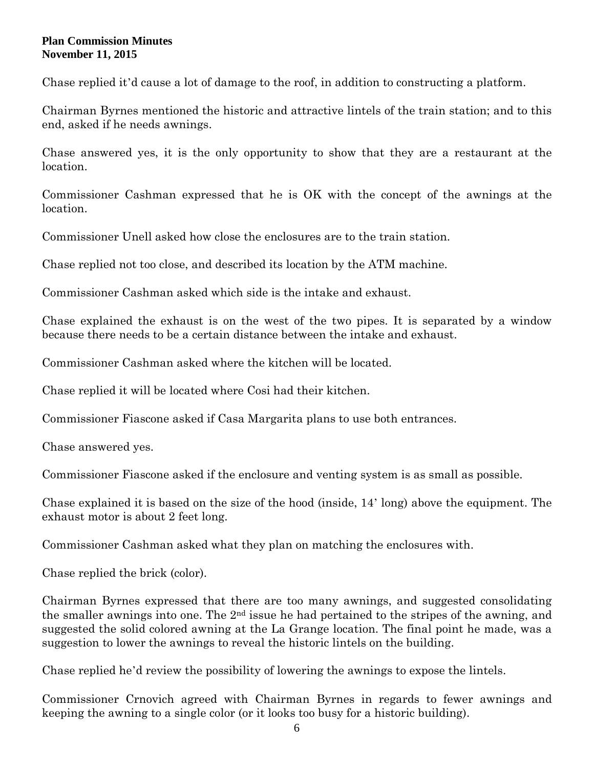Chase replied it'd cause a lot of damage to the roof, in addition to constructing a platform.

Chairman Byrnes mentioned the historic and attractive lintels of the train station; and to this end, asked if he needs awnings.

Chase answered yes, it is the only opportunity to show that they are a restaurant at the location.

Commissioner Cashman expressed that he is OK with the concept of the awnings at the location.

Commissioner Unell asked how close the enclosures are to the train station.

Chase replied not too close, and described its location by the ATM machine.

Commissioner Cashman asked which side is the intake and exhaust.

Chase explained the exhaust is on the west of the two pipes. It is separated by a window because there needs to be a certain distance between the intake and exhaust.

Commissioner Cashman asked where the kitchen will be located.

Chase replied it will be located where Cosi had their kitchen.

Commissioner Fiascone asked if Casa Margarita plans to use both entrances.

Chase answered yes.

Commissioner Fiascone asked if the enclosure and venting system is as small as possible.

Chase explained it is based on the size of the hood (inside, 14' long) above the equipment. The exhaust motor is about 2 feet long.

Commissioner Cashman asked what they plan on matching the enclosures with.

Chase replied the brick (color).

Chairman Byrnes expressed that there are too many awnings, and suggested consolidating the smaller awnings into one. The 2nd issue he had pertained to the stripes of the awning, and suggested the solid colored awning at the La Grange location. The final point he made, was a suggestion to lower the awnings to reveal the historic lintels on the building.

Chase replied he'd review the possibility of lowering the awnings to expose the lintels.

Commissioner Crnovich agreed with Chairman Byrnes in regards to fewer awnings and keeping the awning to a single color (or it looks too busy for a historic building).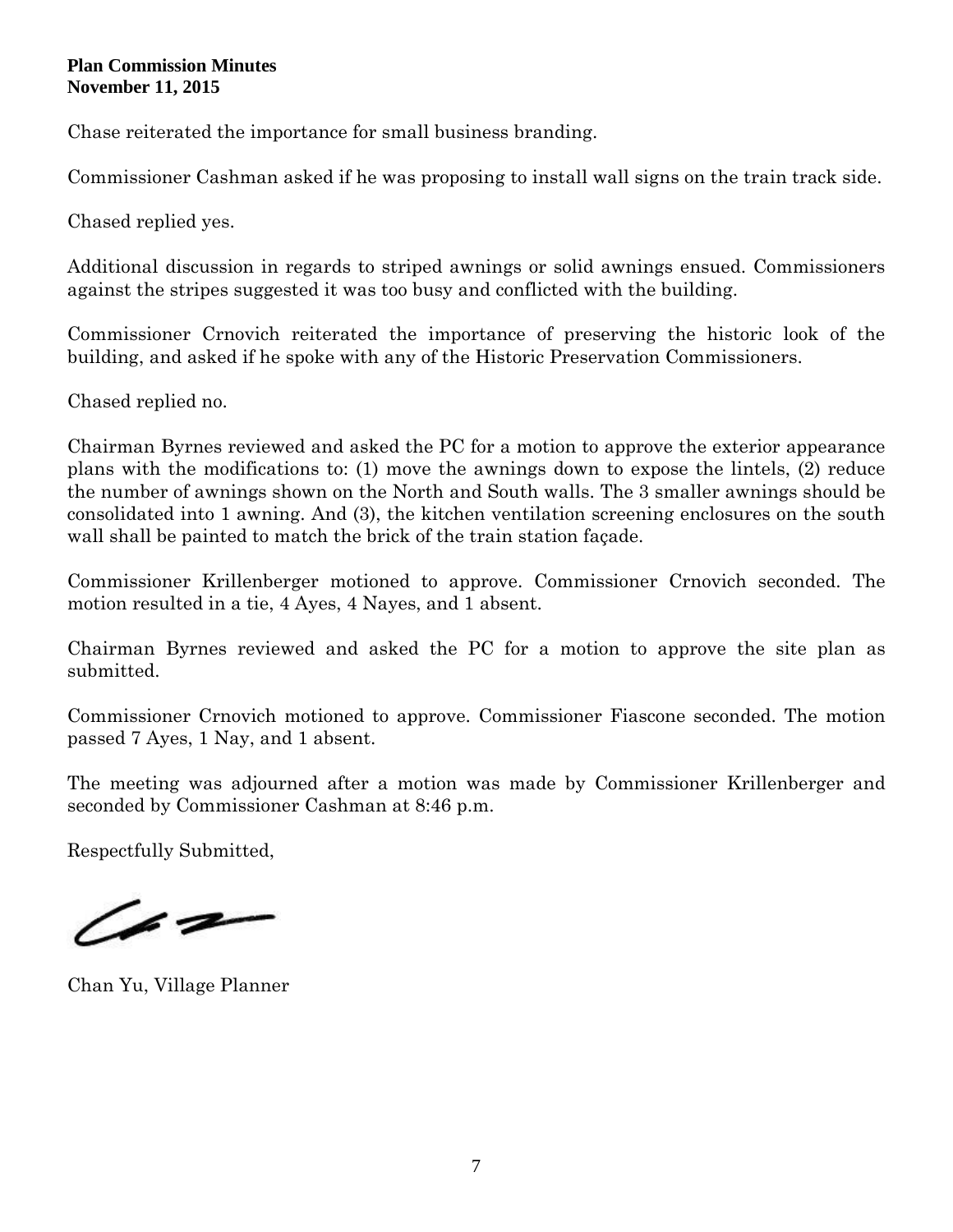Chase reiterated the importance for small business branding.

Commissioner Cashman asked if he was proposing to install wall signs on the train track side.

Chased replied yes.

Additional discussion in regards to striped awnings or solid awnings ensued. Commissioners against the stripes suggested it was too busy and conflicted with the building.

Commissioner Crnovich reiterated the importance of preserving the historic look of the building, and asked if he spoke with any of the Historic Preservation Commissioners.

Chased replied no.

Chairman Byrnes reviewed and asked the PC for a motion to approve the exterior appearance plans with the modifications to: (1) move the awnings down to expose the lintels, (2) reduce the number of awnings shown on the North and South walls. The 3 smaller awnings should be consolidated into 1 awning. And (3), the kitchen ventilation screening enclosures on the south wall shall be painted to match the brick of the train station façade.

Commissioner Krillenberger motioned to approve. Commissioner Crnovich seconded. The motion resulted in a tie, 4 Ayes, 4 Nayes, and 1 absent.

Chairman Byrnes reviewed and asked the PC for a motion to approve the site plan as submitted.

Commissioner Crnovich motioned to approve. Commissioner Fiascone seconded. The motion passed 7 Ayes, 1 Nay, and 1 absent.

The meeting was adjourned after a motion was made by Commissioner Krillenberger and seconded by Commissioner Cashman at 8:46 p.m.

Respectfully Submitted,

Chan Yu, Village Planner